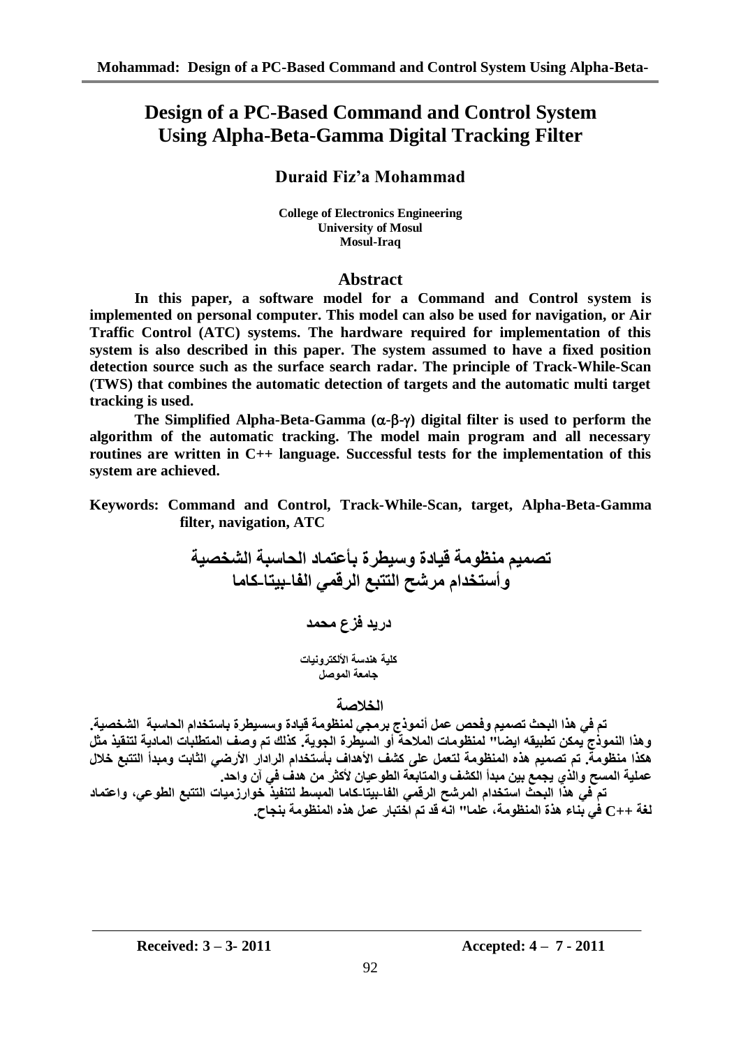# Design of a PC-Based Command and Control System Using Alpha-Beta-Gamma Digital Tracking Filter

**Duraid Fiz'a Mohammad**

**College of Electronics Engineering**
**University of Mosul**
**Mosul-Iraq**

## Abstract

**In this paper, a software model for a Command and Control system is implemented on personal computer. This model can also be used for navigation, or Air Traffic Control (ATC) systems. The hardware required for implementation of this system is also described in this paper. The system assumed to have a fixed position detection source such as the surface search radar. The principle of Track-While-Scan (TWS) that combines the automatic detection of targets and the automatic multi target tracking is used.**

**The Simplified Alpha-Beta-Gamma ($\alpha$-$\beta$-$\gamma$) digital filter is used to perform the algorithm of the automatic tracking. The model main program and all necessary routines are written in C++ language. Successful tests for the implementation of this system are achieved.**

**Keywords: Command and Control, Track-While-Scan, target, Alpha-Beta-Gamma filter, navigation, ATC**

# تصميم منظومة قيادة وسيطرة بأعتماد الحاسبة الشخصية وأستخدام مرشح التتبع الرقمي الفا-بيتا-كاما

**دريد فزع محمد**

**كلية هندسة الألكترونيات**
**جامعة الموصل**

## الخلاصة

**تم في هذا البحث تصميم وفحص عمل أنموذج برمجي لمنظومة قيادة وسسيطرة باستخدام الحاسبة الشخصية. وهذا النموذج يمكن تطبيقه ايضا" لمنظومات الملاحة أو السيطرة الجوية. كذلك تم وصف المتطلبات المادية لتنفيذ مثل هكذا منظومة. تم تصميم هذه المنظومة لتعمل على كشف الأهداف بأستخدام الرادار الأرضي الثابت ومبدأ التتبع خلال عملية المسح والذي يجمع بين مبدأ الكشف والمتابعة الطوعيان لأكثر من هدف في آن واحد.**

**تم في هذا البحث استخدام المرشح الرقمي الفا-بيتا-كاما المبسط لتنفيذ خوارزميات التتبع الطوعي، واعتماد لغة ++C في بناء هذة المنظومة، علما" انه قد تم اختبار عمل هذه المنظومة بنجاح.**

---

**Received: 3 – 3- 2011** **Accepted: 4 – 7 - 2011**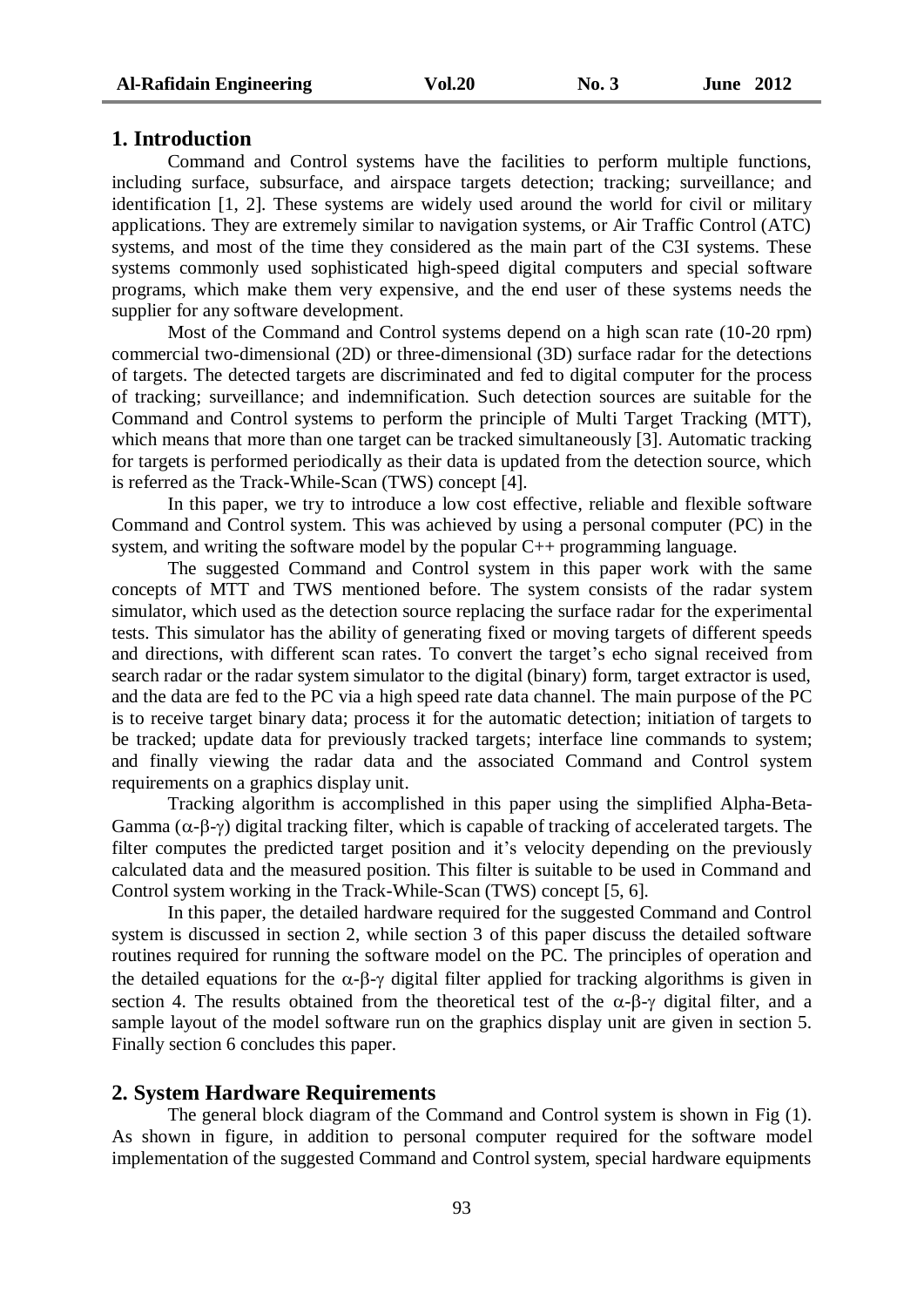## 1. Introduction

Command and Control systems have the facilities to perform multiple functions, including surface, subsurface, and airspace targets detection; tracking; surveillance; and identification [1, 2]. These systems are widely used around the world for civil or military applications. They are extremely similar to navigation systems, or Air Traffic Control (ATC) systems, and most of the time they considered as the main part of the C3I systems. These systems commonly used sophisticated high-speed digital computers and special software programs, which make them very expensive, and the end user of these systems needs the supplier for any software development.

Most of the Command and Control systems depend on a high scan rate (10-20 rpm) commercial two-dimensional (2D) or three-dimensional (3D) surface radar for the detections of targets. The detected targets are discriminated and fed to digital computer for the process of tracking; surveillance; and indemnification. Such detection sources are suitable for the Command and Control systems to perform the principle of Multi Target Tracking (MTT), which means that more than one target can be tracked simultaneously [3]. Automatic tracking for targets is performed periodically as their data is updated from the detection source, which is referred as the Track-While-Scan (TWS) concept [4].

In this paper, we try to introduce a low cost effective, reliable and flexible software Command and Control system. This was achieved by using a personal computer (PC) in the system, and writing the software model by the popular C++ programming language.

The suggested Command and Control system in this paper work with the same concepts of MTT and TWS mentioned before. The system consists of the radar system simulator, which used as the detection source replacing the surface radar for the experimental tests. This simulator has the ability of generating fixed or moving targets of different speeds and directions, with different scan rates. To convert the target's echo signal received from search radar or the radar system simulator to the digital (binary) form, target extractor is used, and the data are fed to the PC via a high speed rate data channel. The main purpose of the PC is to receive target binary data; process it for the automatic detection; initiation of targets to be tracked; update data for previously tracked targets; interface line commands to system; and finally viewing the radar data and the associated Command and Control system requirements on a graphics display unit.

Tracking algorithm is accomplished in this paper using the simplified Alpha-Beta-Gamma ($\alpha$-$\beta$-$\gamma$) digital tracking filter, which is capable of tracking of accelerated targets. The filter computes the predicted target position and it's velocity depending on the previously calculated data and the measured position. This filter is suitable to be used in Command and Control system working in the Track-While-Scan (TWS) concept [5, 6].

In this paper, the detailed hardware required for the suggested Command and Control system is discussed in section 2, while section 3 of this paper discuss the detailed software routines required for running the software model on the PC. The principles of operation and the detailed equations for the $\alpha$-$\beta$-$\gamma$ digital filter applied for tracking algorithms is given in section 4. The results obtained from the theoretical test of the $\alpha$-$\beta$-$\gamma$ digital filter, and a sample layout of the model software run on the graphics display unit are given in section 5. Finally section 6 concludes this paper.

## 2. System Hardware Requirements

The general block diagram of the Command and Control system is shown in Fig (1). As shown in figure, in addition to personal computer required for the software model implementation of the suggested Command and Control system, special hardware equipments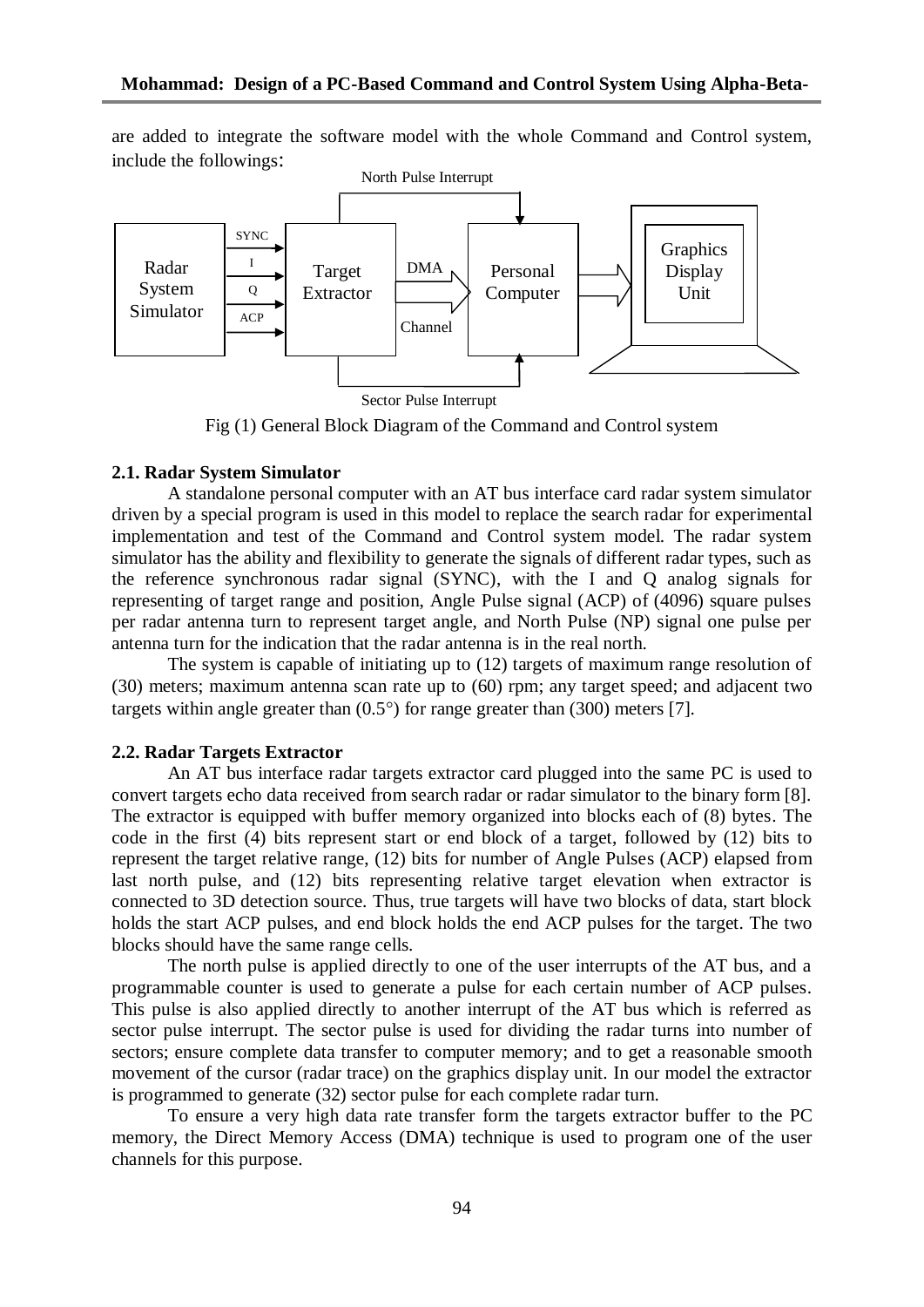are added to integrate the software model with the whole Command and Control system, include the followings:

Fig (1) General Block Diagram of the Command and Control system

### 2.1. Radar System Simulator

A standalone personal computer with an AT bus interface card radar system simulator driven by a special program is used in this model to replace the search radar for experimental implementation and test of the Command and Control system model. The radar system simulator has the ability and flexibility to generate the signals of different radar types, such as the reference synchronous radar signal (SYNC), with the I and Q analog signals for representing of target range and position, Angle Pulse signal (ACP) of (4096) square pulses per radar antenna turn to represent target angle, and North Pulse (NP) signal one pulse per antenna turn for the indication that the radar antenna is in the real north.

The system is capable of initiating up to (12) targets of maximum range resolution of (30) meters; maximum antenna scan rate up to (60) rpm; any target speed; and adjacent two targets within angle greater than (0.5°) for range greater than (300) meters [7].

### 2.2. Radar Targets Extractor

An AT bus interface radar targets extractor card plugged into the same PC is used to convert targets echo data received from search radar or radar simulator to the binary form [8]. The extractor is equipped with buffer memory organized into blocks each of (8) bytes. The code in the first (4) bits represent start or end block of a target, followed by (12) bits to represent the target relative range, (12) bits for number of Angle Pulses (ACP) elapsed from last north pulse, and (12) bits representing relative target elevation when extractor is connected to 3D detection source. Thus, true targets will have two blocks of data, start block holds the start ACP pulses, and end block holds the end ACP pulses for the target. The two blocks should have the same range cells.

The north pulse is applied directly to one of the user interrupts of the AT bus, and a programmable counter is used to generate a pulse for each certain number of ACP pulses. This pulse is also applied directly to another interrupt of the AT bus which is referred as sector pulse interrupt. The sector pulse is used for dividing the radar turns into number of sectors; ensure complete data transfer to computer memory; and to get a reasonable smooth movement of the cursor (radar trace) on the graphics display unit. In our model the extractor is programmed to generate (32) sector pulse for each complete radar turn.

To ensure a very high data rate transfer form the targets extractor buffer to the PC memory, the Direct Memory Access (DMA) technique is used to program one of the user channels for this purpose.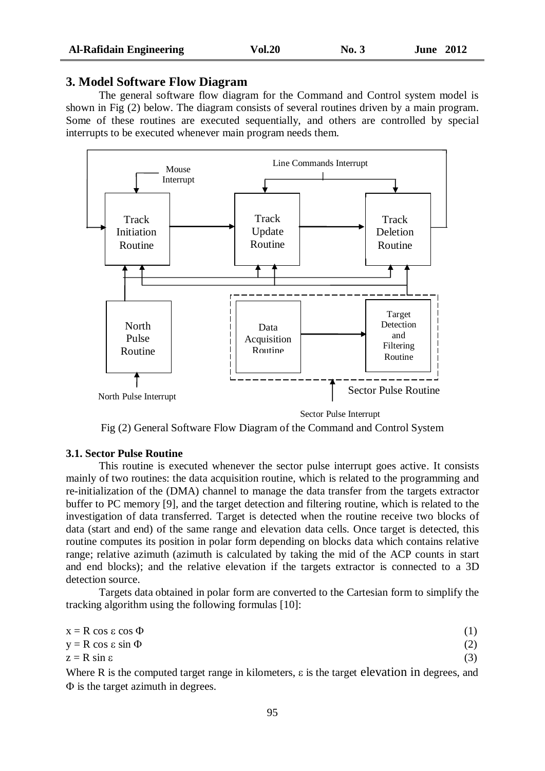## 3. Model Software Flow Diagram

The general software flow diagram for the Command and Control system model is shown in Fig (2) below. The diagram consists of several routines driven by a main program. Some of these routines are executed sequentially, and others are controlled by special interrupts to be executed whenever main program needs them.

Fig (2) General Software Flow Diagram of the Command and Control System

### 3.1. Sector Pulse Routine

This routine is executed whenever the sector pulse interrupt goes active. It consists mainly of two routines: the data acquisition routine, which is related to the programming and re-initialization of the (DMA) channel to manage the data transfer from the targets extractor buffer to PC memory [9], and the target detection and filtering routine, which is related to the investigation of data transferred. Target is detected when the routine receive two blocks of data (start and end) of the same range and elevation data cells. Once target is detected, this routine computes its position in polar form depending on blocks data which contains relative range; relative azimuth (azimuth is calculated by taking the mid of the ACP counts in start and end blocks); and the relative elevation if the targets extractor is connected to a 3D detection source.

Targets data obtained in polar form are converted to the Cartesian form to simplify the tracking algorithm using the following formulas [10]:

$$x = R \cos \varepsilon \cos \Phi \quad (1)$$

$$y = R \cos \varepsilon \sin \Phi \quad (2)$$

$$z = R \sin \varepsilon \quad (3)$$

Where R is the computed target range in kilometers, $\varepsilon$ is the target elevation in degrees, and $\Phi$ is the target azimuth in degrees.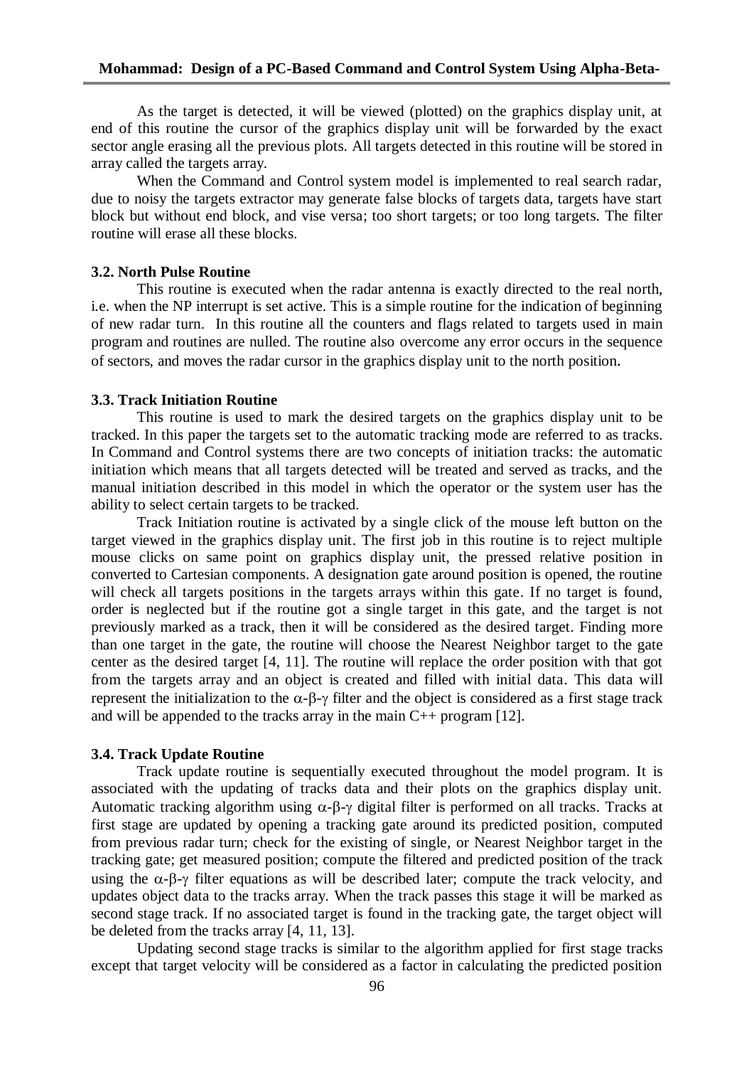As the target is detected, it will be viewed (plotted) on the graphics display unit, at end of this routine the cursor of the graphics display unit will be forwarded by the exact sector angle erasing all the previous plots. All targets detected in this routine will be stored in array called the targets array.

When the Command and Control system model is implemented to real search radar, due to noisy the targets extractor may generate false blocks of targets data, targets have start block but without end block, and vise versa; too short targets; or too long targets. The filter routine will erase all these blocks.

### 3.2. North Pulse Routine

This routine is executed when the radar antenna is exactly directed to the real north, i.e. when the NP interrupt is set active. This is a simple routine for the indication of beginning of new radar turn. In this routine all the counters and flags related to targets used in main program and routines are nulled. The routine also overcome any error occurs in the sequence of sectors, and moves the radar cursor in the graphics display unit to the north position.

### 3.3. Track Initiation Routine

This routine is used to mark the desired targets on the graphics display unit to be tracked. In this paper the targets set to the automatic tracking mode are referred to as tracks. In Command and Control systems there are two concepts of initiation tracks: the automatic initiation which means that all targets detected will be treated and served as tracks, and the manual initiation described in this model in which the operator or the system user has the ability to select certain targets to be tracked.

Track Initiation routine is activated by a single click of the mouse left button on the target viewed in the graphics display unit. The first job in this routine is to reject multiple mouse clicks on same point on graphics display unit, the pressed relative position in converted to Cartesian components. A designation gate around position is opened, the routine will check all targets positions in the targets arrays within this gate. If no target is found, order is neglected but if the routine got a single target in this gate, and the target is not previously marked as a track, then it will be considered as the desired target. Finding more than one target in the gate, the routine will choose the Nearest Neighbor target to the gate center as the desired target [4, 11]. The routine will replace the order position with that got from the targets array and an object is created and filled with initial data. This data will represent the initialization to the $\alpha$-$\beta$-$\gamma$ filter and the object is considered as a first stage track and will be appended to the tracks array in the main C++ program [12].

### 3.4. Track Update Routine

Track update routine is sequentially executed throughout the model program. It is associated with the updating of tracks data and their plots on the graphics display unit. Automatic tracking algorithm using $\alpha$-$\beta$-$\gamma$ digital filter is performed on all tracks. Tracks at first stage are updated by opening a tracking gate around its predicted position, computed from previous radar turn; check for the existing of single, or Nearest Neighbor target in the tracking gate; get measured position; compute the filtered and predicted position of the track using the $\alpha$-$\beta$-$\gamma$ filter equations as will be described later; compute the track velocity, and updates object data to the tracks array. When the track passes this stage it will be marked as second stage track. If no associated target is found in the tracking gate, the target object will be deleted from the tracks array [4, 11, 13].

Updating second stage tracks is similar to the algorithm applied for first stage tracks except that target velocity will be considered as a factor in calculating the predicted position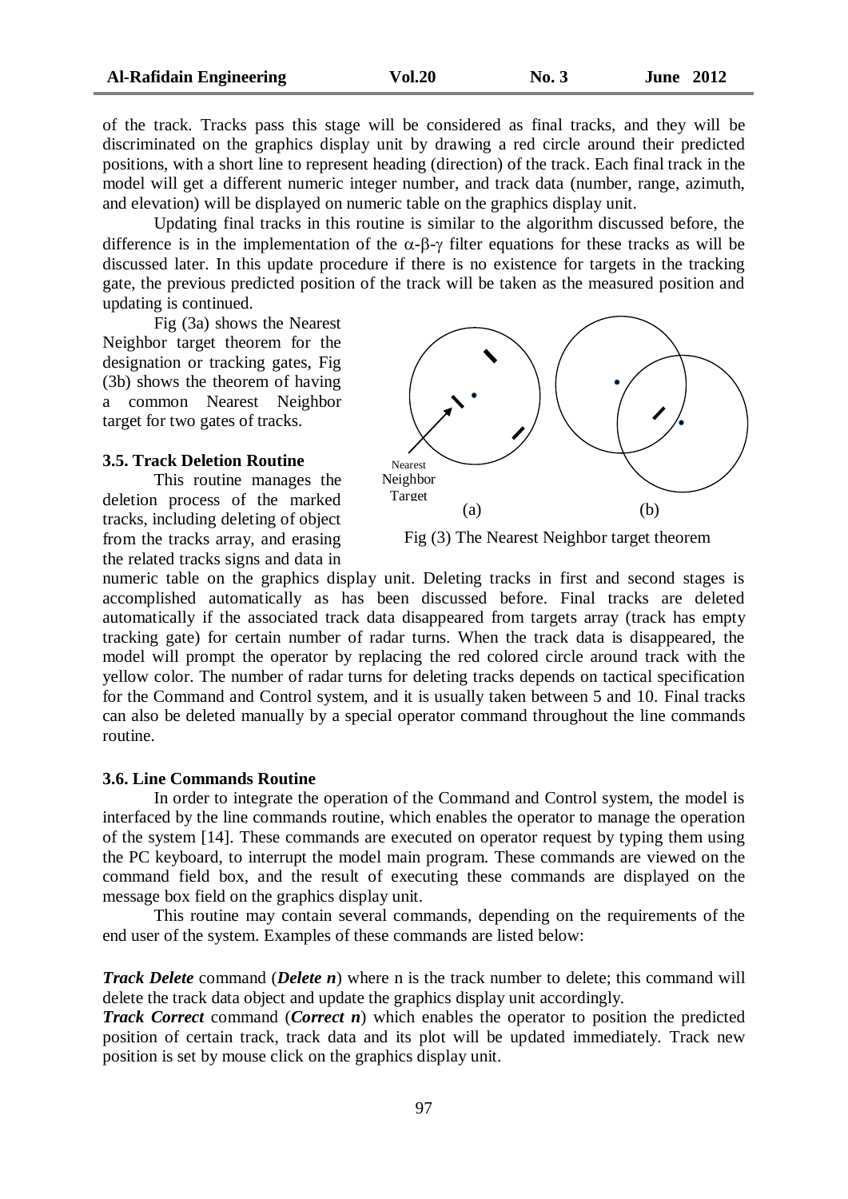of the track. Tracks pass this stage will be considered as final tracks, and they will be discriminated on the graphics display unit by drawing a red circle around their predicted positions, with a short line to represent heading (direction) of the track. Each final track in the model will get a different numeric integer number, and track data (number, range, azimuth, and elevation) will be displayed on numeric table on the graphics display unit.

Updating final tracks in this routine is similar to the algorithm discussed before, the difference is in the implementation of the $\alpha$-$\beta$-$\gamma$ filter equations for these tracks as will be discussed later. In this update procedure if there is no existence for targets in the tracking gate, the previous predicted position of the track will be taken as the measured position and updating is continued.

Fig (3a) shows the Nearest Neighbor target theorem for the designation or tracking gates, Fig (3b) shows the theorem of having a common Nearest Neighbor target for two gates of tracks.

Nearest Neighbor Target

(a) (b)

Fig (3) The Nearest Neighbor target theorem

### 3.5. Track Deletion Routine

This routine manages the deletion process of the marked tracks, including deleting of object from the tracks array, and erasing the related tracks signs and data in numeric table on the graphics display unit. Deleting tracks in first and second stages is accomplished automatically as has been discussed before. Final tracks are deleted automatically if the associated track data disappeared from targets array (track has empty tracking gate) for certain number of radar turns. When the track data is disappeared, the model will prompt the operator by replacing the red colored circle around track with the yellow color. The number of radar turns for deleting tracks depends on tactical specification for the Command and Control system, and it is usually taken between 5 and 10. Final tracks can also be deleted manually by a special operator command throughout the line commands routine.

### 3.6. Line Commands Routine

In order to integrate the operation of the Command and Control system, the model is interfaced by the line commands routine, which enables the operator to manage the operation of the system [14]. These commands are executed on operator request by typing them using the PC keyboard, to interrupt the model main program. These commands are viewed on the command field box, and the result of executing these commands are displayed on the message box field on the graphics display unit.

This routine may contain several commands, depending on the requirements of the end user of the system. Examples of these commands are listed below:

***Track Delete*** command (***Delete n***) where n is the track number to delete; this command will delete the track data object and update the graphics display unit accordingly.

***Track Correct*** command (***Correct n***) which enables the operator to position the predicted position of certain track, track data and its plot will be updated immediately. Track new position is set by mouse click on the graphics display unit.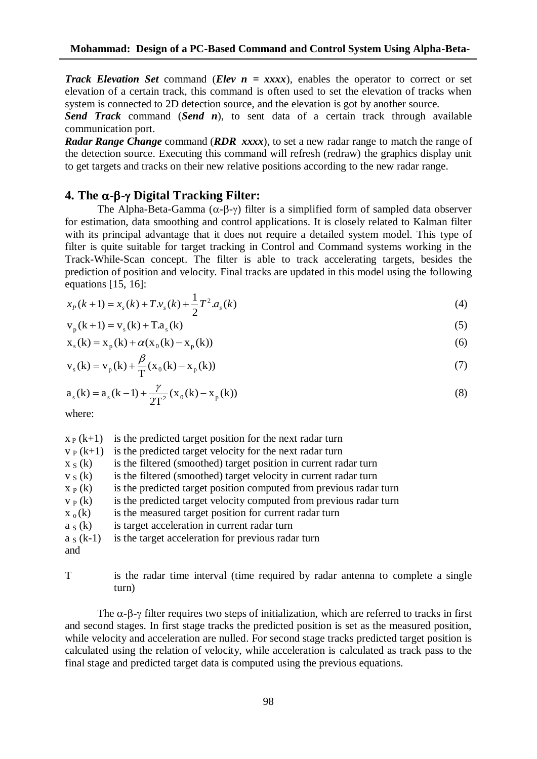***Track Elevation Set*** command (***Elev n = xxxx***), enables the operator to correct or set elevation of a certain track, this command is often used to set the elevation of tracks when system is connected to 2D detection source, and the elevation is got by another source.

***Send Track*** command (***Send n***), to sent data of a certain track through available communication port.

***Radar Range Change*** command (***RDR xxxx***), to set a new radar range to match the range of the detection source. Executing this command will refresh (redraw) the graphics display unit to get targets and tracks on their new relative positions according to the new radar range.

## 4. The α-β-γ Digital Tracking Filter:

The Alpha-Beta-Gamma (α-β-γ) filter is a simplified form of sampled data observer for estimation, data smoothing and control applications. It is closely related to Kalman filter with its principal advantage that it does not require a detailed system model. This type of filter is quite suitable for target tracking in Control and Command systems working in the Track-While-Scan concept. The filter is able to track accelerating targets, besides the prediction of position and velocity. Final tracks are updated in this model using the following equations [15, 16]:

$$x_P(k+1) = x_s(k) + T.v_s(k) + \frac{1}{2}T^2.a_s(k) \tag{4}$$

$$v_p(k+1) = v_s(k) + T.a_s(k) \tag{5}$$

$$x_s(k) = x_p(k) + \alpha(x_0(k) - x_p(k)) \tag{6}$$

$$v_s(k) = v_p(k) + \frac{\beta}{T}(x_0(k) - x_p(k)) \tag{7}$$

$$a_s(k) = a_s(k-1) + \frac{\gamma}{2T^2}(x_0(k) - x_p(k)) \tag{8}$$

where:

- $x_P(k+1)$ is the predicted target position for the next radar turn
- $v_P(k+1)$ is the predicted target velocity for the next radar turn
- $x_S(k)$ is the filtered (smoothed) target position in current radar turn
- $v_S(k)$ is the filtered (smoothed) target velocity in current radar turn
- $x_P(k)$ is the predicted target position computed from previous radar turn
- $v_P(k)$ is the predicted target velocity computed from previous radar turn
- $x_o(k)$ is the measured target position for current radar turn
- $a_S(k)$ is target acceleration in current radar turn
- $a_S(k-1)$ is the target acceleration for previous radar turn

and

- $T$ is the radar time interval (time required by radar antenna to complete a single turn)

The α-β-γ filter requires two steps of initialization, which are referred to tracks in first and second stages. In first stage tracks the predicted position is set as the measured position, while velocity and acceleration are nulled. For second stage tracks predicted target position is calculated using the relation of velocity, while acceleration is calculated as track pass to the final stage and predicted target data is computed using the previous equations.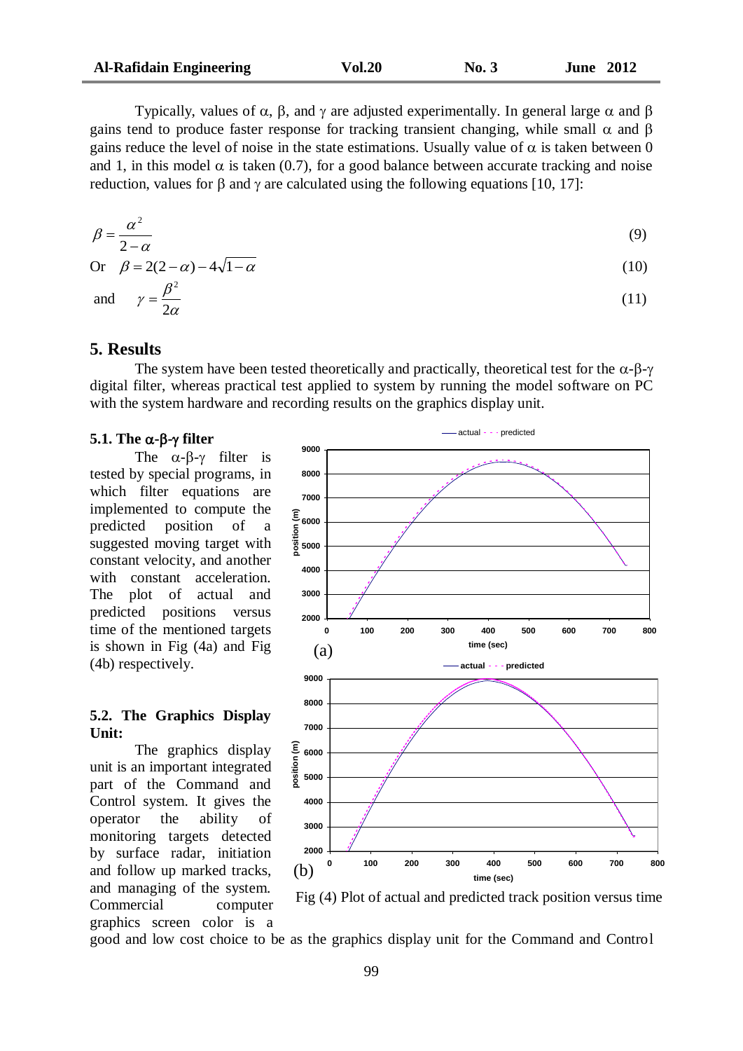Typically, values of $\alpha$, $\beta$, and $\gamma$ are adjusted experimentally. In general large $\alpha$ and $\beta$ gains tend to produce faster response for tracking transient changing, while small $\alpha$ and $\beta$ gains reduce the level of noise in the state estimations. Usually value of $\alpha$ is taken between 0 and 1, in this model $\alpha$ is taken (0.7), for a good balance between accurate tracking and noise reduction, values for $\beta$ and $\gamma$ are calculated using the following equations [10, 17]:

$$\beta = \frac{\alpha^2}{2-\alpha} \tag{9}$$

Or $\quad \beta = 2(2-\alpha) - 4\sqrt{1-\alpha} \quad (10)$

and $\quad \gamma = \dfrac{\beta^2}{2\alpha} \quad (11)$

## 5. Results

The system have been tested theoretically and practically, theoretical test for the $\alpha$-$\beta$-$\gamma$ digital filter, whereas practical test applied to system by running the model software on PC with the system hardware and recording results on the graphics display unit.

### 5.1. The $\alpha$-$\beta$-$\gamma$ filter

The $\alpha$-$\beta$-$\gamma$ filter is tested by special programs, in which filter equations are implemented to compute the predicted position of a suggested moving target with constant velocity, and another with constant acceleration. The plot of actual and predicted positions versus time of the mentioned targets is shown in Fig (4a) and Fig (4b) respectively.

Fig (4) Plot of actual and predicted track position versus time

### 5.2. The Graphics Display Unit:

The graphics display unit is an important integrated part of the Command and Control system. It gives the operator the ability of monitoring targets detected by surface radar, initiation and follow up marked tracks, and managing of the system. Commercial computer graphics screen color is a good and low cost choice to be as the graphics display unit for the Command and Control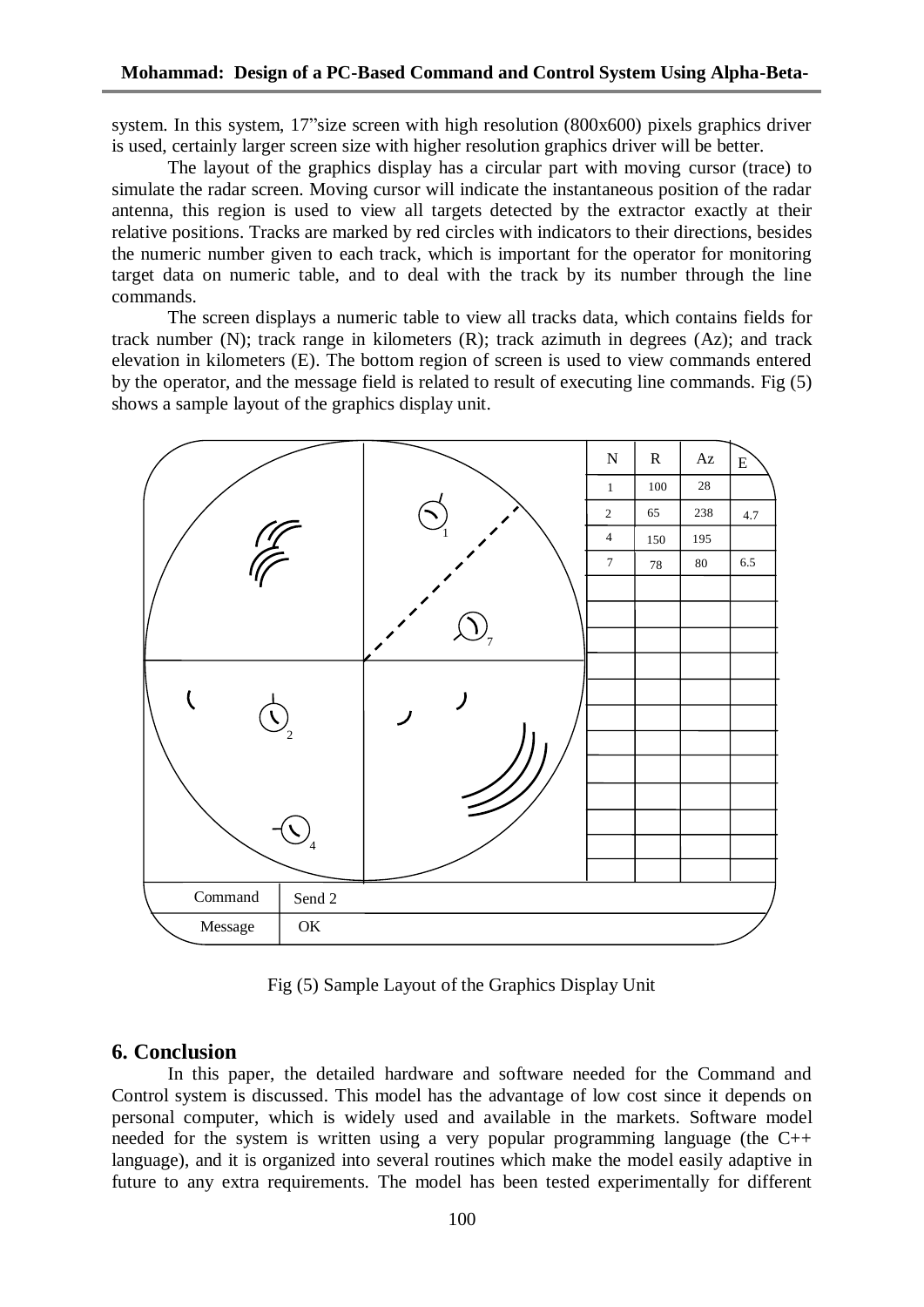system. In this system, 17"size screen with high resolution (800x600) pixels graphics driver is used, certainly larger screen size with higher resolution graphics driver will be better.

The layout of the graphics display has a circular part with moving cursor (trace) to simulate the radar screen. Moving cursor will indicate the instantaneous position of the radar antenna, this region is used to view all targets detected by the extractor exactly at their relative positions. Tracks are marked by red circles with indicators to their directions, besides the numeric number given to each track, which is important for the operator for monitoring target data on numeric table, and to deal with the track by its number through the line commands.

The screen displays a numeric table to view all tracks data, which contains fields for track number (N); track range in kilometers (R); track azimuth in degrees (Az); and track elevation in kilometers (E). The bottom region of screen is used to view commands entered by the operator, and the message field is related to result of executing line commands. Fig (5) shows a sample layout of the graphics display unit.

| N | R | Az | E |
|---|---|---|---|
| 1 | 100 | 28 | |
| 2 | 65 | 238 | 4.7 |
| 4 | 150 | 195 | |
| 7 | 78 | 80 | 6.5 |

| Command | Send 2 |
|---|---|
| Message | OK |

Fig (5) Sample Layout of the Graphics Display Unit

## 6. Conclusion

In this paper, the detailed hardware and software needed for the Command and Control system is discussed. This model has the advantage of low cost since it depends on personal computer, which is widely used and available in the markets. Software model needed for the system is written using a very popular programming language (the C++ language), and it is organized into several routines which make the model easily adaptive in future to any extra requirements. The model has been tested experimentally for different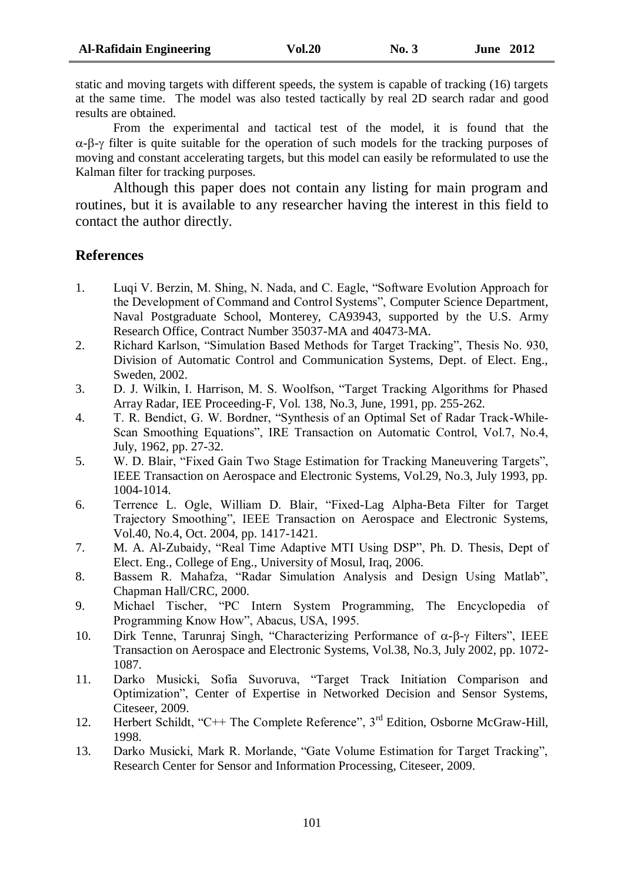static and moving targets with different speeds, the system is capable of tracking (16) targets at the same time. The model was also tested tactically by real 2D search radar and good results are obtained.

From the experimental and tactical test of the model, it is found that the $\alpha$-$\beta$-$\gamma$ filter is quite suitable for the operation of such models for the tracking purposes of moving and constant accelerating targets, but this model can easily be reformulated to use the Kalman filter for tracking purposes.

Although this paper does not contain any listing for main program and routines, but it is available to any researcher having the interest in this field to contact the author directly.

## References

1. Luqi V. Berzin, M. Shing, N. Nada, and C. Eagle, "Software Evolution Approach for the Development of Command and Control Systems", Computer Science Department, Naval Postgraduate School, Monterey, CA93943, supported by the U.S. Army Research Office, Contract Number 35037-MA and 40473-MA.
2. Richard Karlson, "Simulation Based Methods for Target Tracking", Thesis No. 930, Division of Automatic Control and Communication Systems, Dept. of Elect. Eng., Sweden, 2002.
3. D. J. Wilkin, I. Harrison, M. S. Woolfson, "Target Tracking Algorithms for Phased Array Radar, IEE Proceeding-F, Vol. 138, No.3, June, 1991, pp. 255-262.
4. T. R. Bendict, G. W. Bordner, "Synthesis of an Optimal Set of Radar Track-While-Scan Smoothing Equations", IRE Transaction on Automatic Control, Vol.7, No.4, July, 1962, pp. 27-32.
5. W. D. Blair, "Fixed Gain Two Stage Estimation for Tracking Maneuvering Targets", IEEE Transaction on Aerospace and Electronic Systems, Vol.29, No.3, July 1993, pp. 1004-1014.
6. Terrence L. Ogle, William D. Blair, "Fixed-Lag Alpha-Beta Filter for Target Trajectory Smoothing", IEEE Transaction on Aerospace and Electronic Systems, Vol.40, No.4, Oct. 2004, pp. 1417-1421.
7. M. A. Al-Zubaidy, "Real Time Adaptive MTI Using DSP", Ph. D. Thesis, Dept of Elect. Eng., College of Eng., University of Mosul, Iraq, 2006.
8. Bassem R. Mahafza, "Radar Simulation Analysis and Design Using Matlab", Chapman Hall/CRC, 2000.
9. Michael Tischer, "PC Intern System Programming, The Encyclopedia of Programming Know How", Abacus, USA, 1995.
10. Dirk Tenne, Tarunraj Singh, "Characterizing Performance of $\alpha$-$\beta$-$\gamma$ Filters", IEEE Transaction on Aerospace and Electronic Systems, Vol.38, No.3, July 2002, pp. 1072-1087.
11. Darko Musicki, Sofia Suvoruva, "Target Track Initiation Comparison and Optimization", Center of Expertise in Networked Decision and Sensor Systems, Citeseer, 2009.
12. Herbert Schildt, "C++ The Complete Reference", 3rd Edition, Osborne McGraw-Hill, 1998.
13. Darko Musicki, Mark R. Morlande, "Gate Volume Estimation for Target Tracking", Research Center for Sensor and Information Processing, Citeseer, 2009.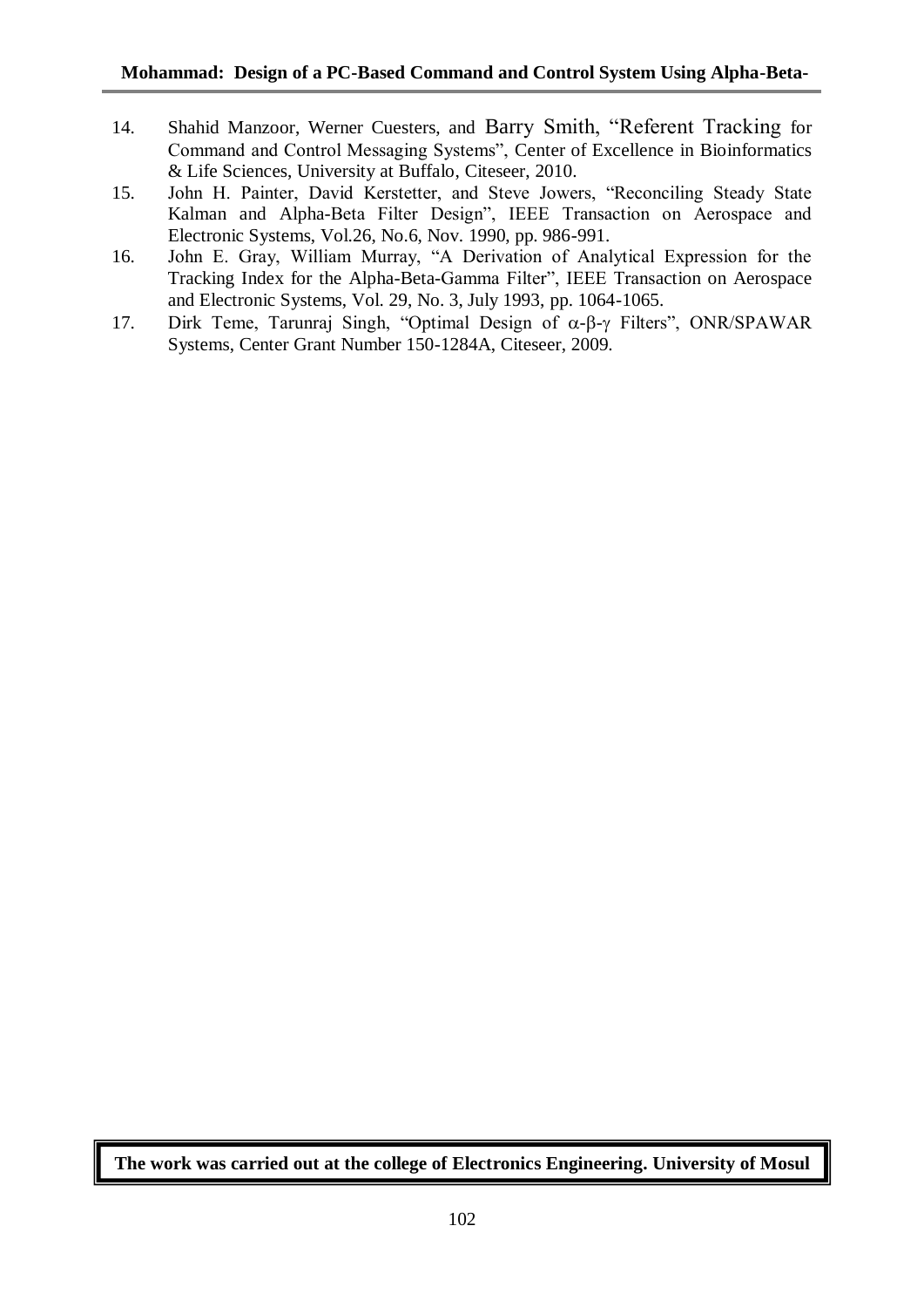14. Shahid Manzoor, Werner Cuesters, and Barry Smith, "Referent Tracking for Command and Control Messaging Systems", Center of Excellence in Bioinformatics & Life Sciences, University at Buffalo, Citeseer, 2010.
15. John H. Painter, David Kerstetter, and Steve Jowers, "Reconciling Steady State Kalman and Alpha-Beta Filter Design", IEEE Transaction on Aerospace and Electronic Systems, Vol.26, No.6, Nov. 1990, pp. 986-991.
16. John E. Gray, William Murray, "A Derivation of Analytical Expression for the Tracking Index for the Alpha-Beta-Gamma Filter", IEEE Transaction on Aerospace and Electronic Systems, Vol. 29, No. 3, July 1993, pp. 1064-1065.
17. Dirk Teme, Tarunraj Singh, "Optimal Design of $\alpha$-$\beta$-$\gamma$ Filters", ONR/SPAWAR Systems, Center Grant Number 150-1284A, Citeseer, 2009.

**The work was carried out at the college of Electronics Engineering. University of Mosul**